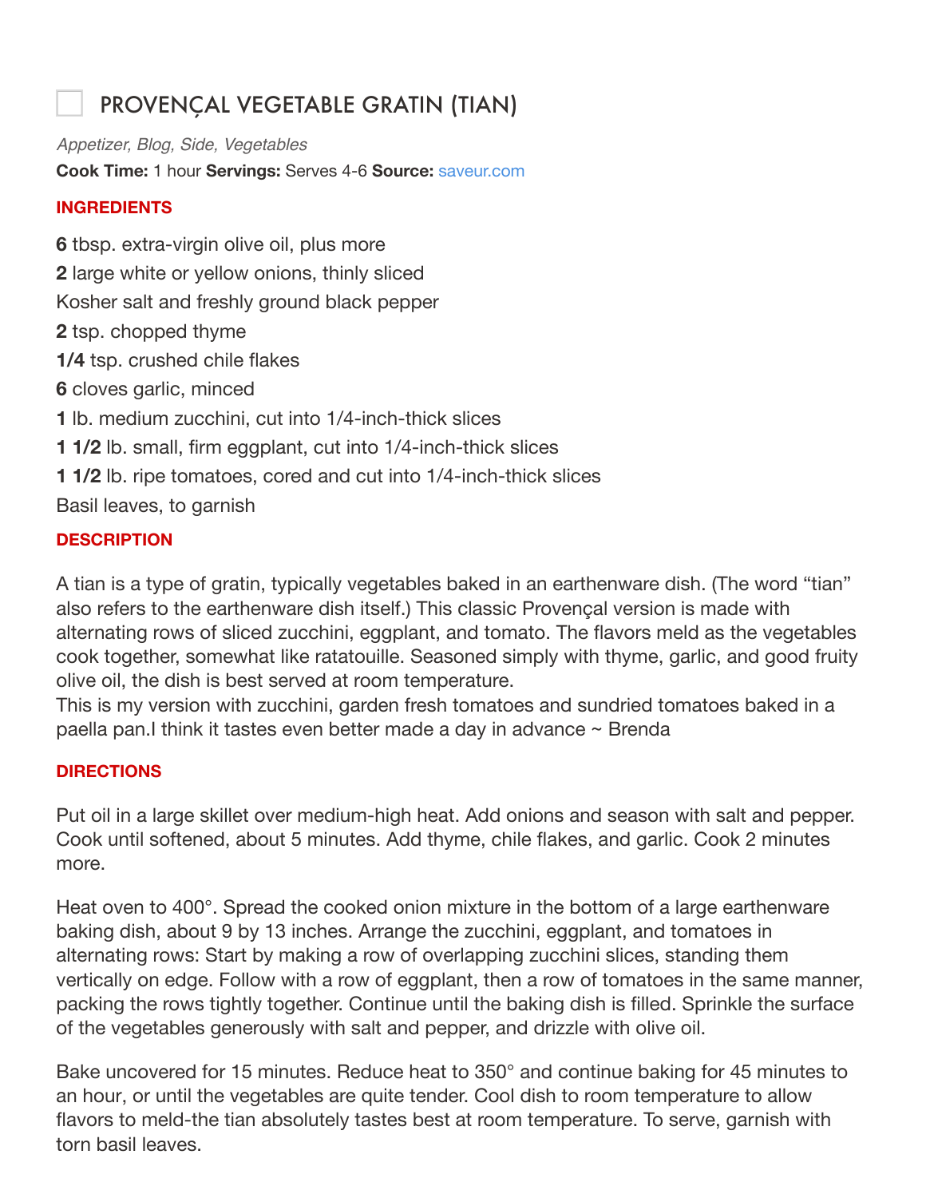# ☐ PROVENÇAL VEGETABLE GRATIN (TIAN)

*Appetizer, Blog, Side, Vegetables*

**Cook Time:** 1 hour **Servings:** Serves 4-6 **Source:** saveur.com

## INGREDIENTS

**6** tbsp. extra-virgin olive oil, plus more
**2** large white or yellow onions, thinly sliced
Kosher salt and freshly ground black pepper
**2** tsp. chopped thyme
**1/4** tsp. crushed chile flakes
**6** cloves garlic, minced
**1** lb. medium zucchini, cut into 1/4-inch-thick slices
**1 1/2** lb. small, firm eggplant, cut into 1/4-inch-thick slices
**1 1/2** lb. ripe tomatoes, cored and cut into 1/4-inch-thick slices
Basil leaves, to garnish

## DESCRIPTION

A tian is a type of gratin, typically vegetables baked in an earthenware dish. (The word "tian" also refers to the earthenware dish itself.) This classic Provençal version is made with alternating rows of sliced zucchini, eggplant, and tomato. The flavors meld as the vegetables cook together, somewhat like ratatouille. Seasoned simply with thyme, garlic, and good fruity olive oil, the dish is best served at room temperature.
This is my version with zucchini, garden fresh tomatoes and sundried tomatoes baked in a paella pan.I think it tastes even better made a day in advance ~ Brenda

## DIRECTIONS

Put oil in a large skillet over medium-high heat. Add onions and season with salt and pepper. Cook until softened, about 5 minutes. Add thyme, chile flakes, and garlic. Cook 2 minutes more.

Heat oven to 400°. Spread the cooked onion mixture in the bottom of a large earthenware baking dish, about 9 by 13 inches. Arrange the zucchini, eggplant, and tomatoes in alternating rows: Start by making a row of overlapping zucchini slices, standing them vertically on edge. Follow with a row of eggplant, then a row of tomatoes in the same manner, packing the rows tightly together. Continue until the baking dish is filled. Sprinkle the surface of the vegetables generously with salt and pepper, and drizzle with olive oil.

Bake uncovered for 15 minutes. Reduce heat to 350° and continue baking for 45 minutes to an hour, or until the vegetables are quite tender. Cool dish to room temperature to allow flavors to meld-the tian absolutely tastes best at room temperature. To serve, garnish with torn basil leaves.